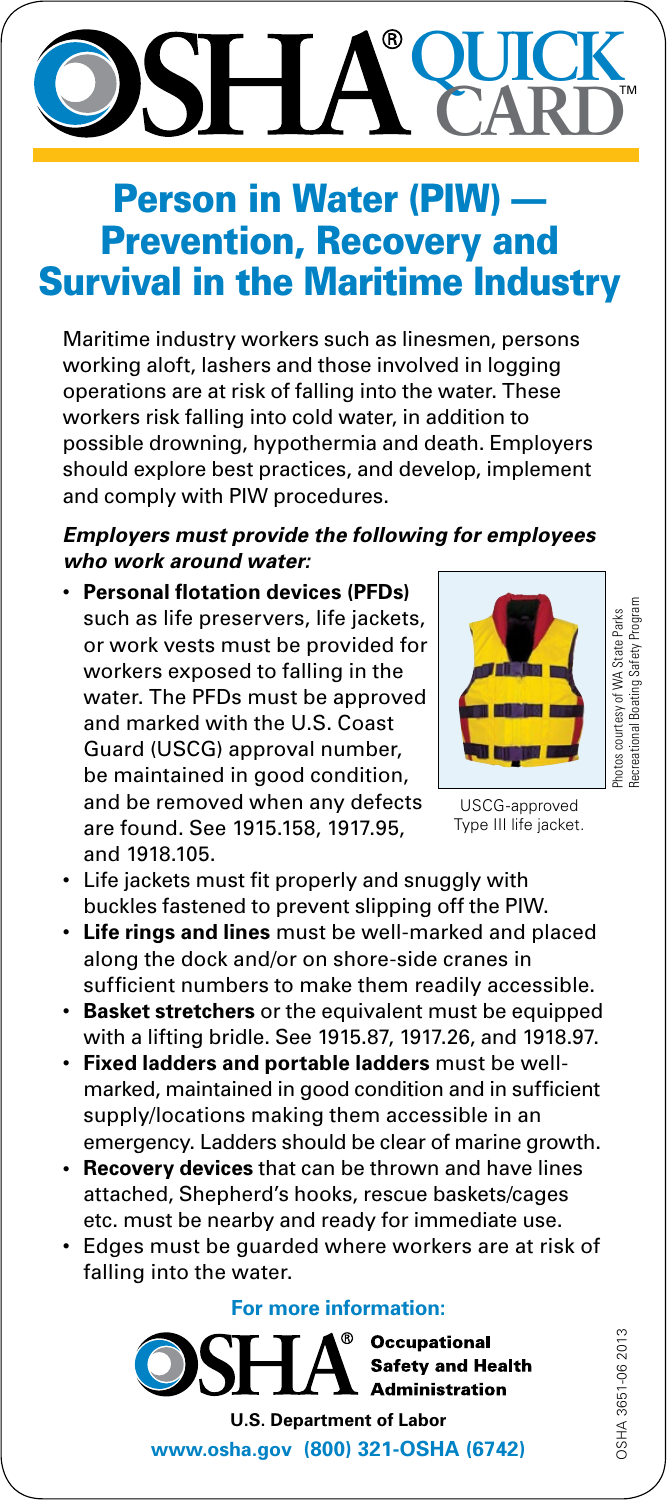# OSHA® QUICK CARD™

## Person in Water (PIW) — Prevention, Recovery and Survival in the Maritime Industry

Maritime industry workers such as linesmen, persons working aloft, lashers and those involved in logging operations are at risk of falling into the water. These workers risk falling into cold water, in addition to possible drowning, hypothermia and death. Employers should explore best practices, and develop, implement and comply with PIW procedures.

***Employers must provide the following for employees who work around water:***

- **Personal flotation devices (PFDs)** such as life preservers, life jackets, or work vests must be provided for workers exposed to falling in the water. The PFDs must be approved and marked with the U.S. Coast Guard (USCG) approval number, be maintained in good condition, and be removed when any defects are found. See 1915.158, 1917.95, and 1918.105.

USCG-approved Type III life jacket.

Photos courtesy of WA State Parks Recreational Boating Safety Program

- Life jackets must fit properly and snuggly with buckles fastened to prevent slipping off the PIW.
- **Life rings and lines** must be well-marked and placed along the dock and/or on shore-side cranes in sufficient numbers to make them readily accessible.
- **Basket stretchers** or the equivalent must be equipped with a lifting bridle. See 1915.87, 1917.26, and 1918.97.
- **Fixed ladders and portable ladders** must be well-marked, maintained in good condition and in sufficient supply/locations making them accessible in an emergency. Ladders should be clear of marine growth.
- **Recovery devices** that can be thrown and have lines attached, Shepherd's hooks, rescue baskets/cages etc. must be nearby and ready for immediate use.
- Edges must be guarded where workers are at risk of falling into the water.

**For more information:**

**Occupational Safety and Health Administration**

**U.S. Department of Labor**

**www.osha.gov (800) 321-OSHA (6742)**

OSHA 3651-06 2013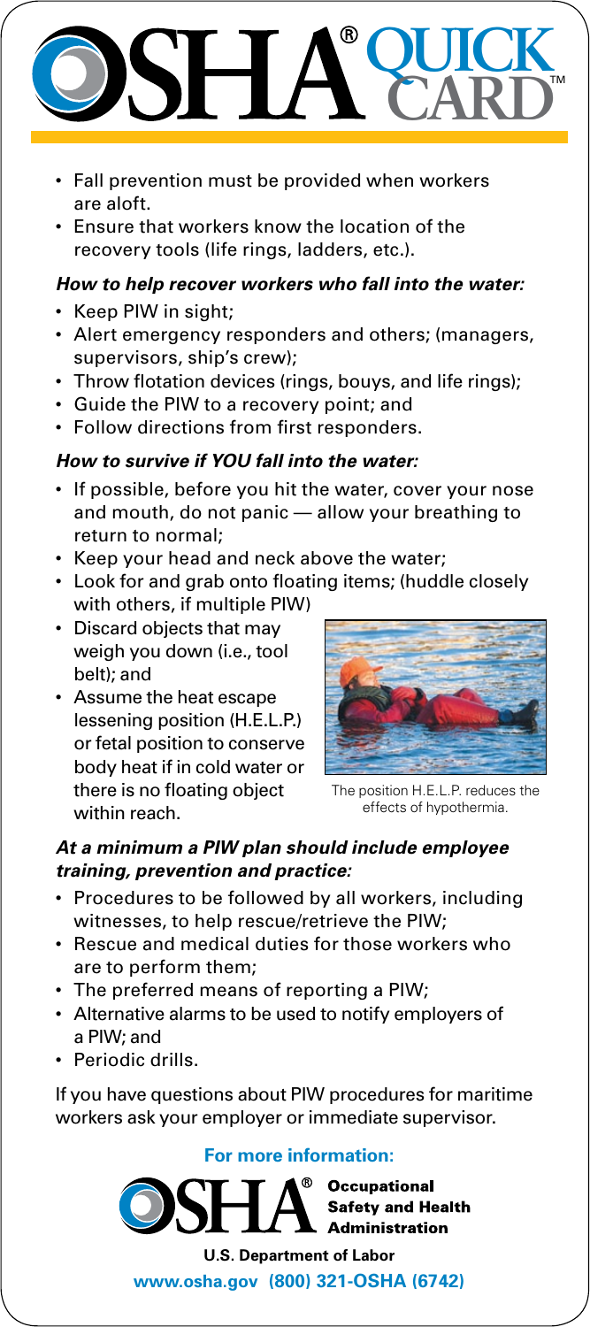# OSHA® QUICK CARD™

- Fall prevention must be provided when workers are aloft.
- Ensure that workers know the location of the recovery tools (life rings, ladders, etc.).

***How to help recover workers who fall into the water:***

- Keep PIW in sight;
- Alert emergency responders and others; (managers, supervisors, ship's crew);
- Throw flotation devices (rings, bouys, and life rings);
- Guide the PIW to a recovery point; and
- Follow directions from first responders.

***How to survive if YOU fall into the water:***

- If possible, before you hit the water, cover your nose and mouth, do not panic — allow your breathing to return to normal;
- Keep your head and neck above the water;
- Look for and grab onto floating items; (huddle closely with others, if multiple PIW)
- Discard objects that may weigh you down (i.e., tool belt); and
- Assume the heat escape lessening position (H.E.L.P.) or fetal position to conserve body heat if in cold water or there is no floating object within reach.

The position H.E.L.P. reduces the effects of hypothermia.

***At a minimum a PIW plan should include employee training, prevention and practice:***

- Procedures to be followed by all workers, including witnesses, to help rescue/retrieve the PIW;
- Rescue and medical duties for those workers who are to perform them;
- The preferred means of reporting a PIW;
- Alternative alarms to be used to notify employers of a PIW; and
- Periodic drills.

If you have questions about PIW procedures for maritime workers ask your employer or immediate supervisor.

**For more information:**

**OSHA® Occupational Safety and Health Administration**

**U.S. Department of Labor**

**www.osha.gov (800) 321-OSHA (6742)**